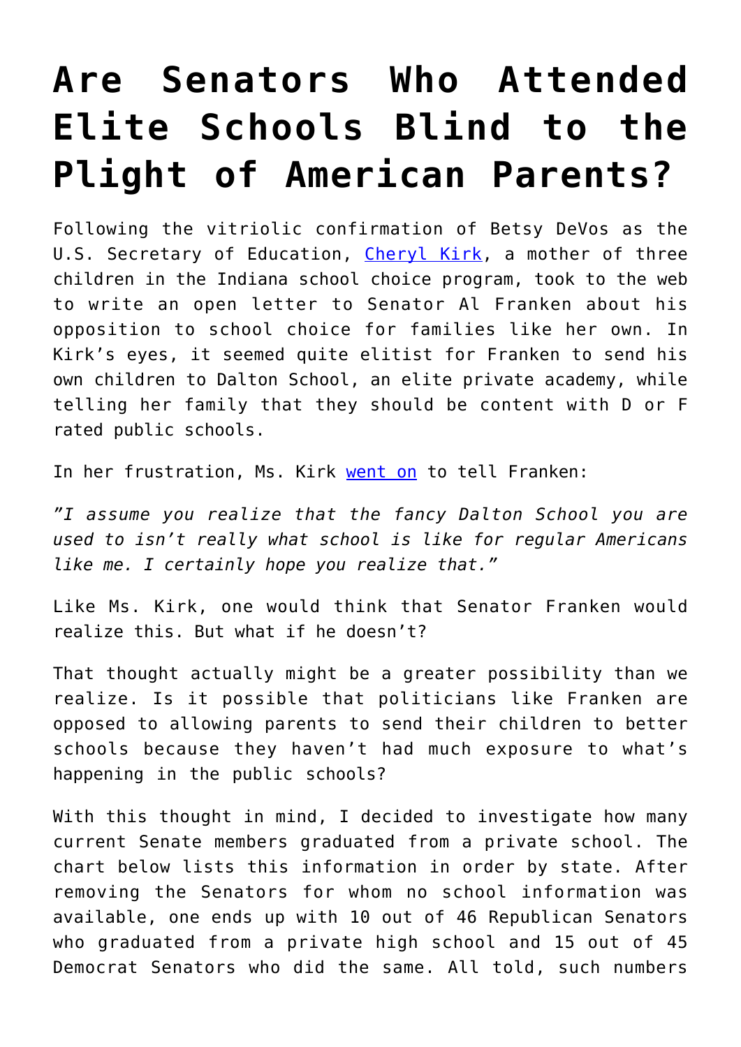# Are Senators Who Attended Elite Schools Blind to the Plight of American Parents?

Following the vitriolic confirmation of Betsy DeVos as the U.S. Secretary of Education, Cheryl Kirk, a mother of three children in the Indiana school choice program, took to the web to write an open letter to Senator Al Franken about his opposition to school choice for families like her own. In Kirk's eyes, it seemed quite elitist for Franken to send his own children to Dalton School, an elite private academy, while telling her family that they should be content with D or F rated public schools.

In her frustration, Ms. Kirk went on to tell Franken:

*"I assume you realize that the fancy Dalton School you are used to isn't really what school is like for regular Americans like me. I certainly hope you realize that."*

Like Ms. Kirk, one would think that Senator Franken would realize this. But what if he doesn't?

That thought actually might be a greater possibility than we realize. Is it possible that politicians like Franken are opposed to allowing parents to send their children to better schools because they haven't had much exposure to what's happening in the public schools?

With this thought in mind, I decided to investigate how many current Senate members graduated from a private school. The chart below lists this information in order by state. After removing the Senators for whom no school information was available, one ends up with 10 out of 46 Republican Senators who graduated from a private high school and 15 out of 45 Democrat Senators who did the same. All told, such numbers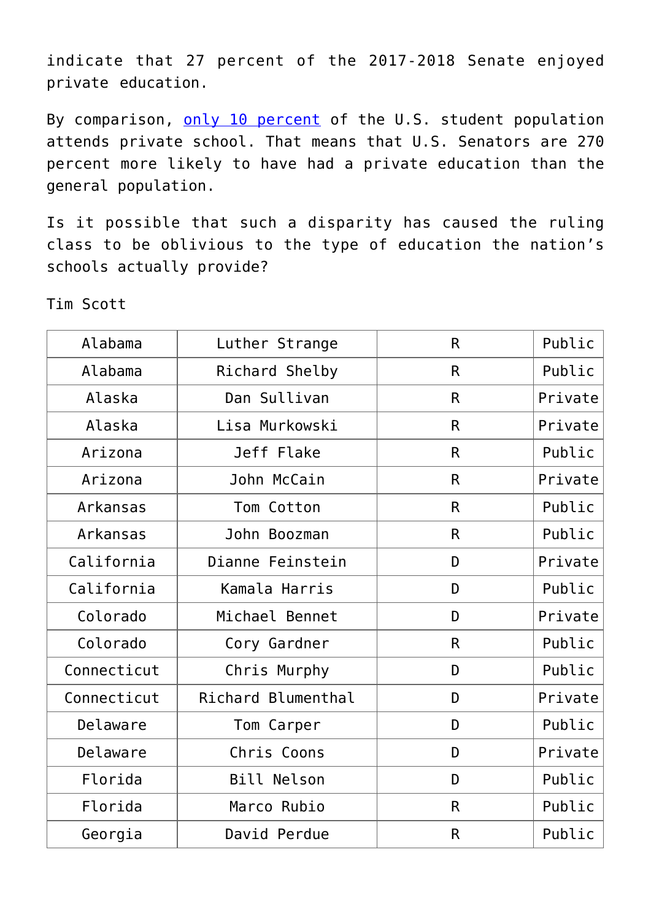indicate that 27 percent of the 2017-2018 Senate enjoyed private education.

By comparison, [only 10 percent](#) of the U.S. student population attends private school. That means that U.S. Senators are 270 percent more likely to have had a private education than the general population.

Is it possible that such a disparity has caused the ruling class to be oblivious to the type of education the nation's schools actually provide?

Tim Scott

| | | | |
|---|---|---|---|
| Alabama | Luther Strange | R | Public |
| Alabama | Richard Shelby | R | Public |
| Alaska | Dan Sullivan | R | Private |
| Alaska | Lisa Murkowski | R | Private |
| Arizona | Jeff Flake | R | Public |
| Arizona | John McCain | R | Private |
| Arkansas | Tom Cotton | R | Public |
| Arkansas | John Boozman | R | Public |
| California | Dianne Feinstein | D | Private |
| California | Kamala Harris | D | Public |
| Colorado | Michael Bennet | D | Private |
| Colorado | Cory Gardner | R | Public |
| Connecticut | Chris Murphy | D | Public |
| Connecticut | Richard Blumenthal | D | Private |
| Delaware | Tom Carper | D | Public |
| Delaware | Chris Coons | D | Private |
| Florida | Bill Nelson | D | Public |
| Florida | Marco Rubio | R | Public |
| Georgia | David Perdue | R | Public |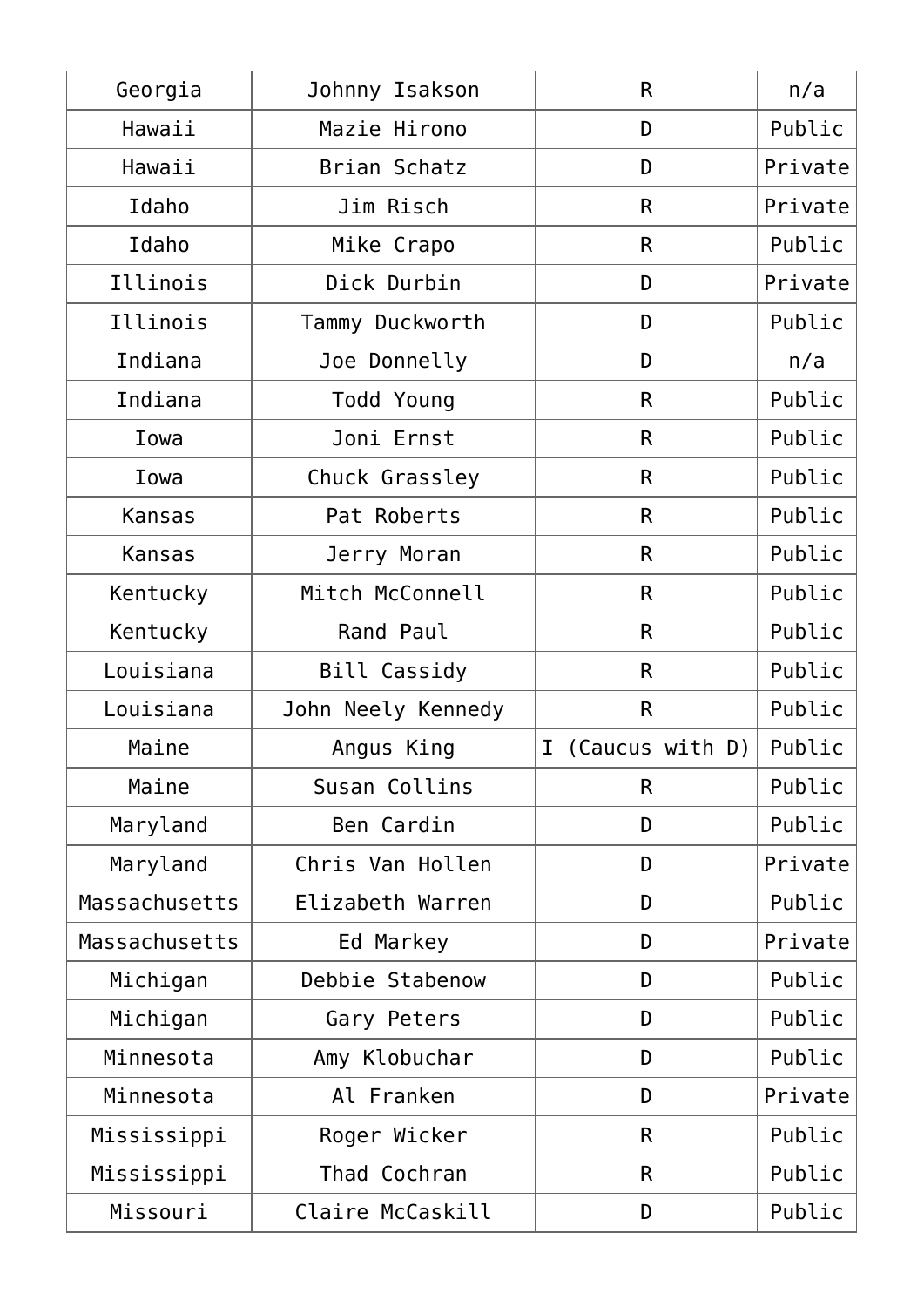| Georgia | Johnny Isakson | R | n/a |
|---|---|---|---|
| Hawaii | Mazie Hirono | D | Public |
| Hawaii | Brian Schatz | D | Private |
| Idaho | Jim Risch | R | Private |
| Idaho | Mike Crapo | R | Public |
| Illinois | Dick Durbin | D | Private |
| Illinois | Tammy Duckworth | D | Public |
| Indiana | Joe Donnelly | D | n/a |
| Indiana | Todd Young | R | Public |
| Iowa | Joni Ernst | R | Public |
| Iowa | Chuck Grassley | R | Public |
| Kansas | Pat Roberts | R | Public |
| Kansas | Jerry Moran | R | Public |
| Kentucky | Mitch McConnell | R | Public |
| Kentucky | Rand Paul | R | Public |
| Louisiana | Bill Cassidy | R | Public |
| Louisiana | John Neely Kennedy | R | Public |
| Maine | Angus King | I (Caucus with D) | Public |
| Maine | Susan Collins | R | Public |
| Maryland | Ben Cardin | D | Public |
| Maryland | Chris Van Hollen | D | Private |
| Massachusetts | Elizabeth Warren | D | Public |
| Massachusetts | Ed Markey | D | Private |
| Michigan | Debbie Stabenow | D | Public |
| Michigan | Gary Peters | D | Public |
| Minnesota | Amy Klobuchar | D | Public |
| Minnesota | Al Franken | D | Private |
| Mississippi | Roger Wicker | R | Public |
| Mississippi | Thad Cochran | R | Public |
| Missouri | Claire McCaskill | D | Public |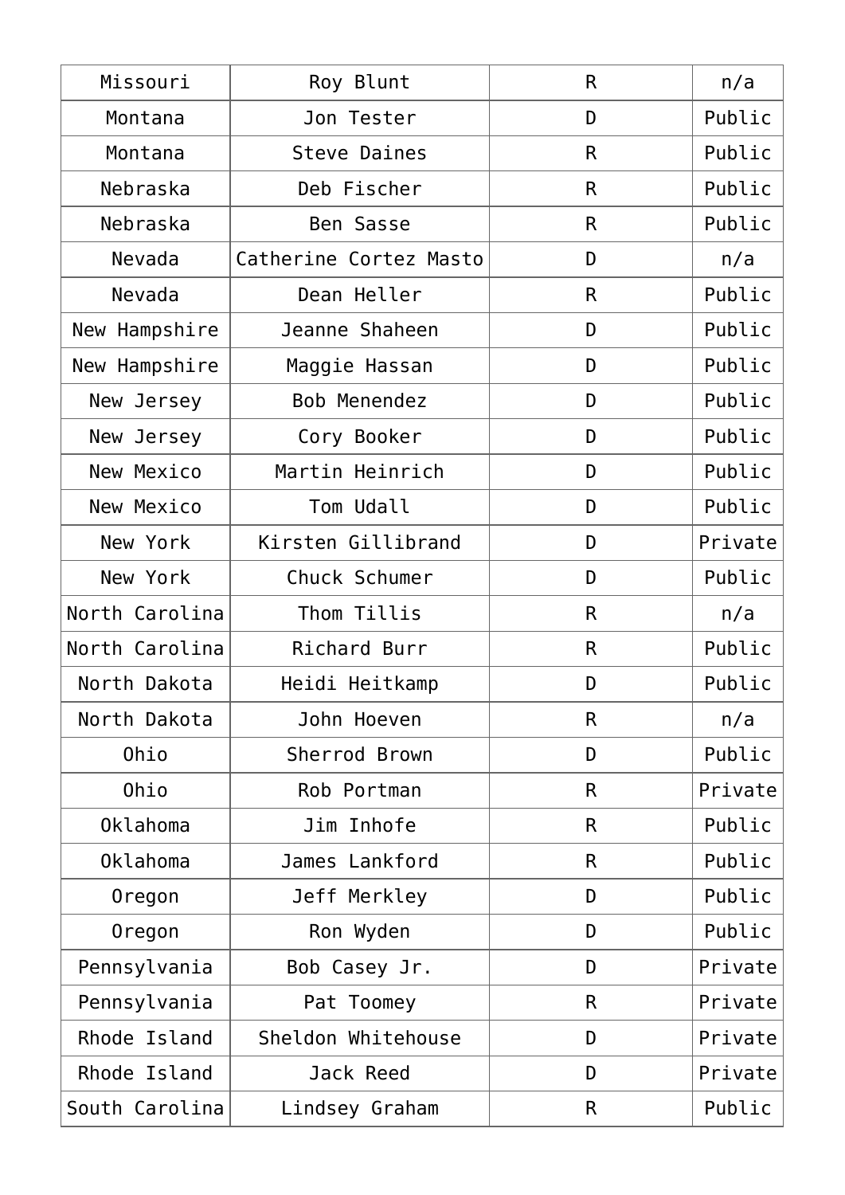| Missouri | Roy Blunt | R | n/a |
|---|---|---|---|
| Montana | Jon Tester | D | Public |
| Montana | Steve Daines | R | Public |
| Nebraska | Deb Fischer | R | Public |
| Nebraska | Ben Sasse | R | Public |
| Nevada | Catherine Cortez Masto | D | n/a |
| Nevada | Dean Heller | R | Public |
| New Hampshire | Jeanne Shaheen | D | Public |
| New Hampshire | Maggie Hassan | D | Public |
| New Jersey | Bob Menendez | D | Public |
| New Jersey | Cory Booker | D | Public |
| New Mexico | Martin Heinrich | D | Public |
| New Mexico | Tom Udall | D | Public |
| New York | Kirsten Gillibrand | D | Private |
| New York | Chuck Schumer | D | Public |
| North Carolina | Thom Tillis | R | n/a |
| North Carolina | Richard Burr | R | Public |
| North Dakota | Heidi Heitkamp | D | Public |
| North Dakota | John Hoeven | R | n/a |
| Ohio | Sherrod Brown | D | Public |
| Ohio | Rob Portman | R | Private |
| Oklahoma | Jim Inhofe | R | Public |
| Oklahoma | James Lankford | R | Public |
| Oregon | Jeff Merkley | D | Public |
| Oregon | Ron Wyden | D | Public |
| Pennsylvania | Bob Casey Jr. | D | Private |
| Pennsylvania | Pat Toomey | R | Private |
| Rhode Island | Sheldon Whitehouse | D | Private |
| Rhode Island | Jack Reed | D | Private |
| South Carolina | Lindsey Graham | R | Public |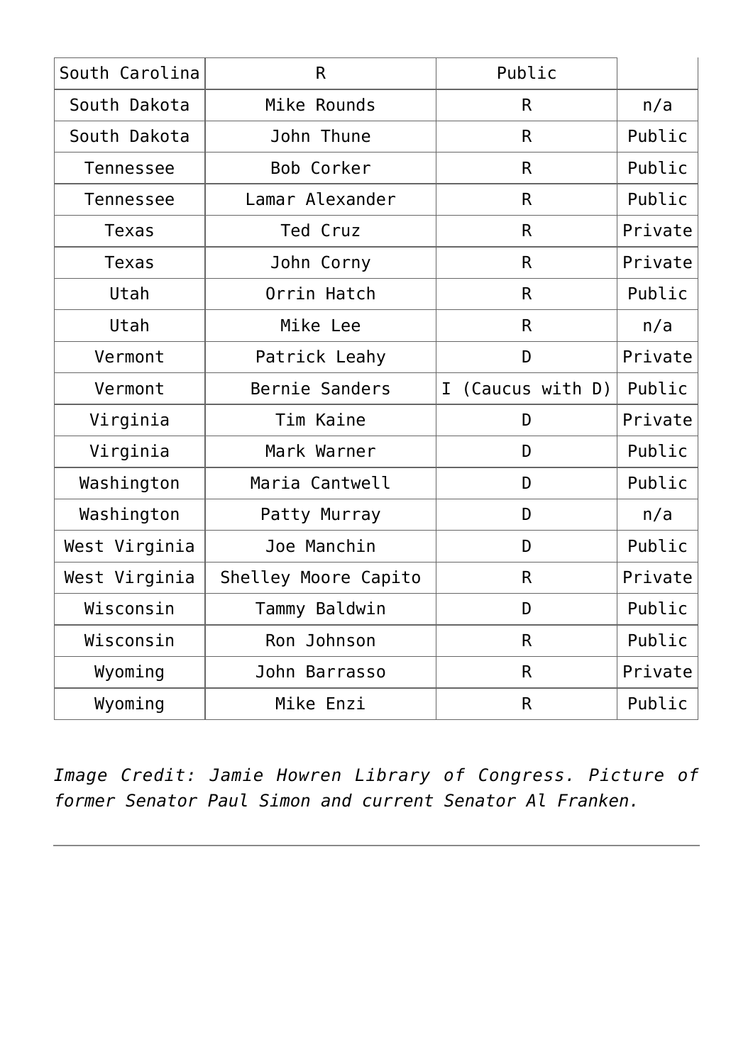| | | | |
|---|---|---|---|
| South Carolina | R | Public | |
| South Dakota | Mike Rounds | R | n/a |
| South Dakota | John Thune | R | Public |
| Tennessee | Bob Corker | R | Public |
| Tennessee | Lamar Alexander | R | Public |
| Texas | Ted Cruz | R | Private |
| Texas | John Corny | R | Private |
| Utah | Orrin Hatch | R | Public |
| Utah | Mike Lee | R | n/a |
| Vermont | Patrick Leahy | D | Private |
| Vermont | Bernie Sanders | I (Caucus with D) | Public |
| Virginia | Tim Kaine | D | Private |
| Virginia | Mark Warner | D | Public |
| Washington | Maria Cantwell | D | Public |
| Washington | Patty Murray | D | n/a |
| West Virginia | Joe Manchin | D | Public |
| West Virginia | Shelley Moore Capito | R | Private |
| Wisconsin | Tammy Baldwin | D | Public |
| Wisconsin | Ron Johnson | R | Public |
| Wyoming | John Barrasso | R | Private |
| Wyoming | Mike Enzi | R | Public |

*Image Credit: Jamie Howren Library of Congress. Picture of former Senator Paul Simon and current Senator Al Franken.*

---